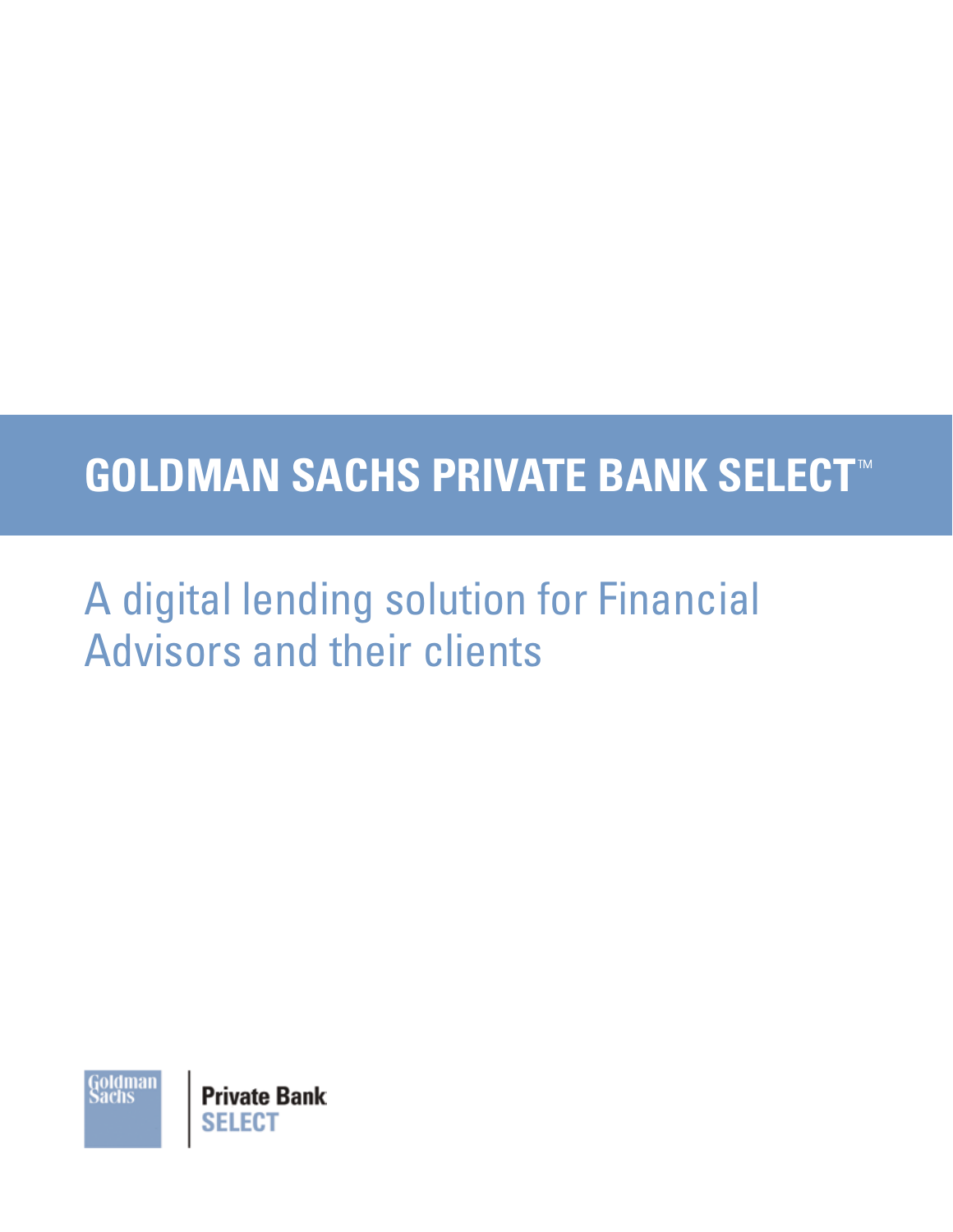# GOLDMAN SACHS PRIVATE BANK SELECT™

## A digital lending solution for Financial Advisors and their clients

Goldman Sachs | Private Bank SELECT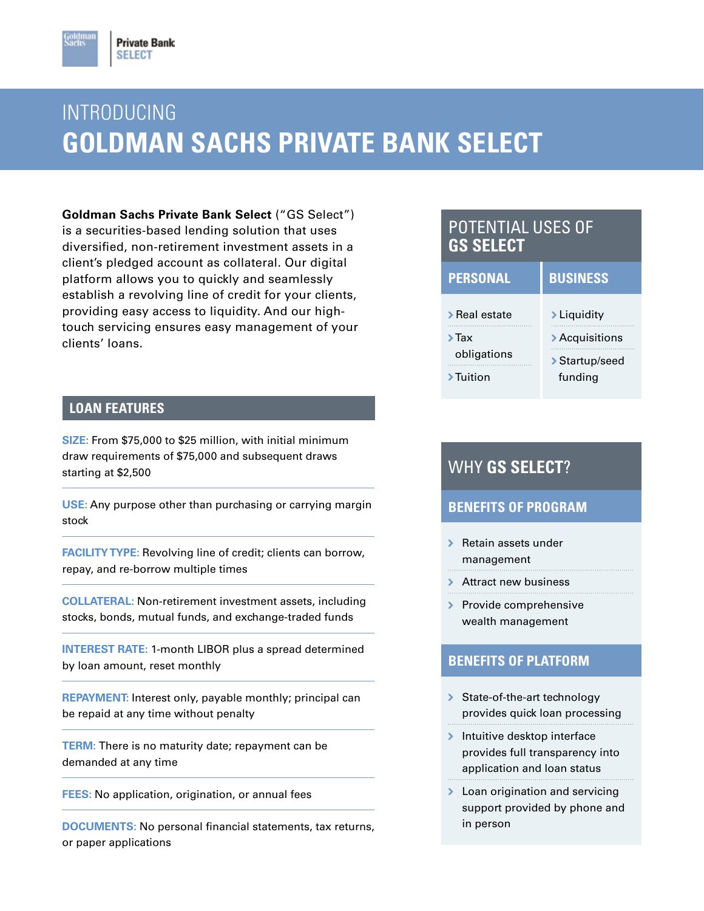# INTRODUCING GOLDMAN SACHS PRIVATE BANK SELECT

**Goldman Sachs Private Bank Select** ("GS Select") is a securities-based lending solution that uses diversified, non-retirement investment assets in a client's pledged account as collateral. Our digital platform allows you to quickly and seamlessly establish a revolving line of credit for your clients, providing easy access to liquidity. And our high-touch servicing ensures easy management of your clients' loans.

## LOAN FEATURES

**SIZE:** From $75,000 to $25 million, with initial minimum draw requirements of $75,000 and subsequent draws starting at $2,500

**USE:** Any purpose other than purchasing or carrying margin stock

**FACILITY TYPE:** Revolving line of credit; clients can borrow, repay, and re-borrow multiple times

**COLLATERAL:** Non-retirement investment assets, including stocks, bonds, mutual funds, and exchange-traded funds

**INTEREST RATE:** 1-month LIBOR plus a spread determined by loan amount, reset monthly

**REPAYMENT:** Interest only, payable monthly; principal can be repaid at any time without penalty

**TERM:** There is no maturity date; repayment can be demanded at any time

**FEES:** No application, origination, or annual fees

**DOCUMENTS:** No personal financial statements, tax returns, or paper applications

## POTENTIAL USES OF GS SELECT

| PERSONAL | BUSINESS |
|---|---|
| Real estate | Liquidity |
| Tax obligations | Acquisitions |
| Tuition | Startup/seed funding |

## WHY GS SELECT?

### BENEFITS OF PROGRAM

- Retain assets under management
- Attract new business
- Provide comprehensive wealth management

### BENEFITS OF PLATFORM

- State-of-the-art technology provides quick loan processing
- Intuitive desktop interface provides full transparency into application and loan status
- Loan origination and servicing support provided by phone and in person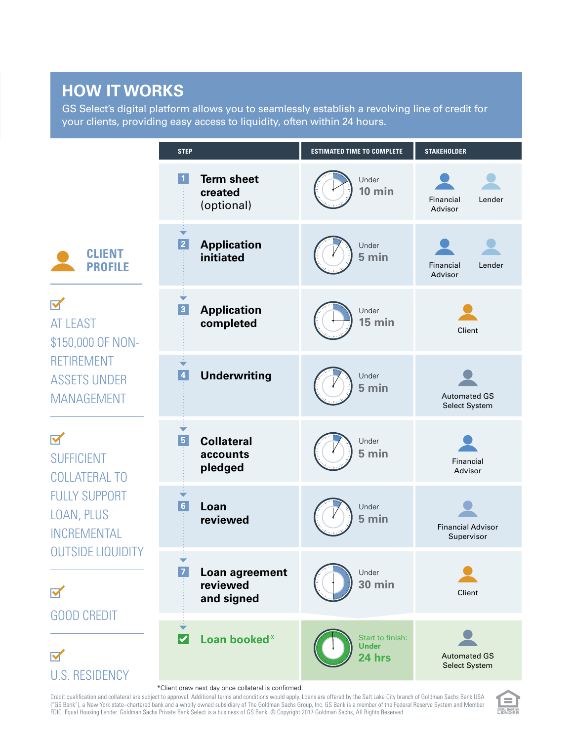# HOW IT WORKS

GS Select's digital platform allows you to seamlessly establish a revolving line of credit for your clients, providing easy access to liquidity, often within 24 hours.

| STEP | ESTIMATED TIME TO COMPLETE | STAKEHOLDER |
|---|---|---|
| 1 **Term sheet created** (optional) | Under **10 min** | Financial Advisor, Lender |
| 2 **Application initiated** | Under **5 min** | Financial Advisor, Lender |
| 3 **Application completed** | Under **15 min** | Client |
| 4 **Underwriting** | Under **5 min** | Automated GS Select System |
| 5 **Collateral accounts pledged** | Under **5 min** | Financial Advisor |
| 6 **Loan reviewed** | Under **5 min** | Financial Advisor Supervisor |
| 7 **Loan agreement reviewed and signed** | Under **30 min** | Client |
| ✓ **Loan booked*** | Start to finish: Under **24 hrs** | Automated GS Select System |

*Client draw next day once collateral is confirmed.

## CLIENT PROFILE

- AT LEAST $150,000 OF NON-RETIREMENT ASSETS UNDER MANAGEMENT
- SUFFICIENT COLLATERAL TO FULLY SUPPORT LOAN, PLUS INCREMENTAL OUTSIDE LIQUIDITY
- GOOD CREDIT
- U.S. RESIDENCY

Credit qualification and collateral are subject to approval. Additional terms and conditions would apply. Loans are offered by the Salt Lake City branch of Goldman Sachs Bank USA ("GS Bank"), a New York state–chartered bank and a wholly owned subsidiary of The Goldman Sachs Group, Inc. GS Bank is a member of the Federal Reserve System and Member FDIC. Equal Housing Lender. Goldman Sachs Private Bank Select is a business of GS Bank. © Copyright 2017 Goldman Sachs, All Rights Reserved.

EQUAL HOUSING LENDER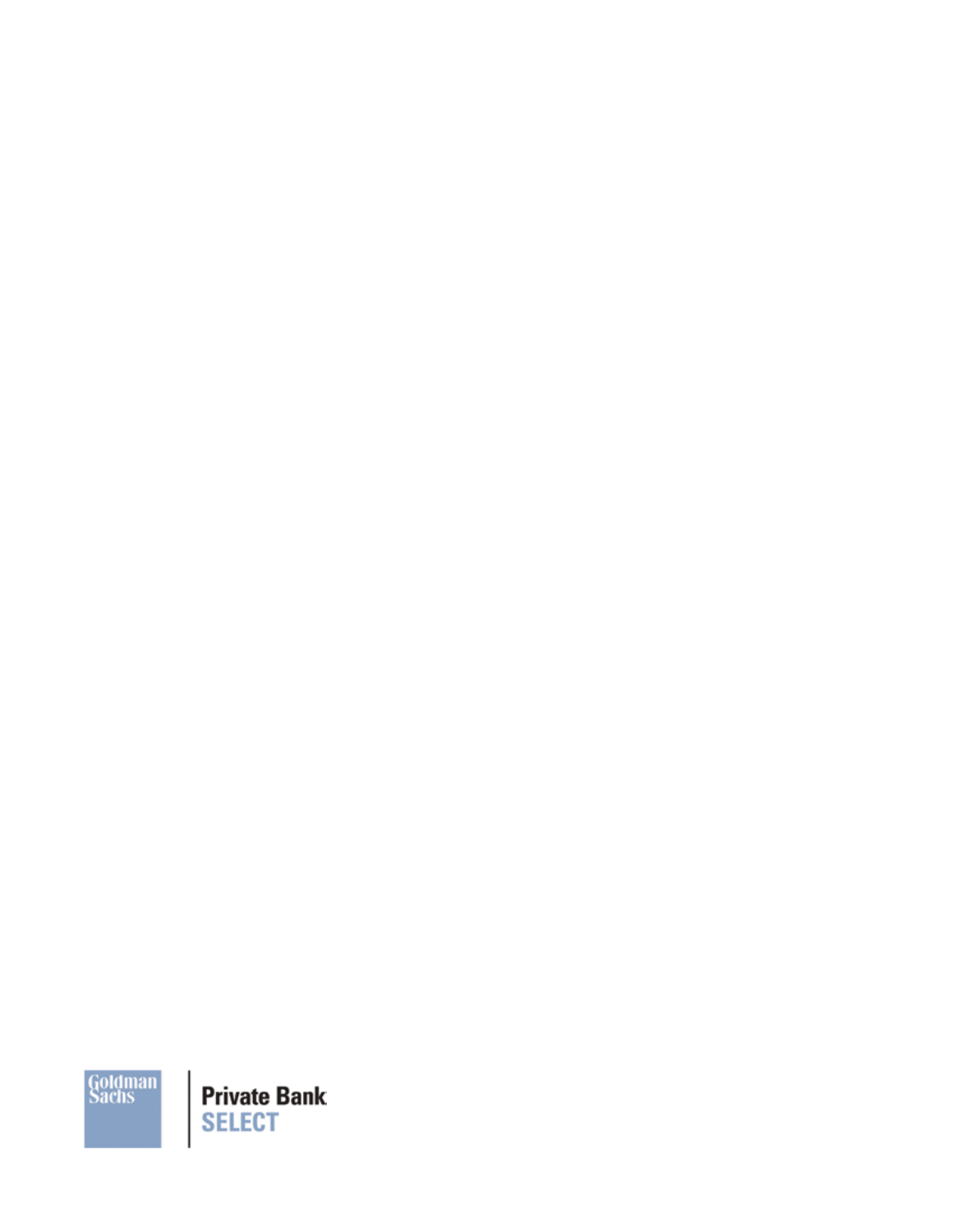Goldman Sachs

Private Bank
SELECT